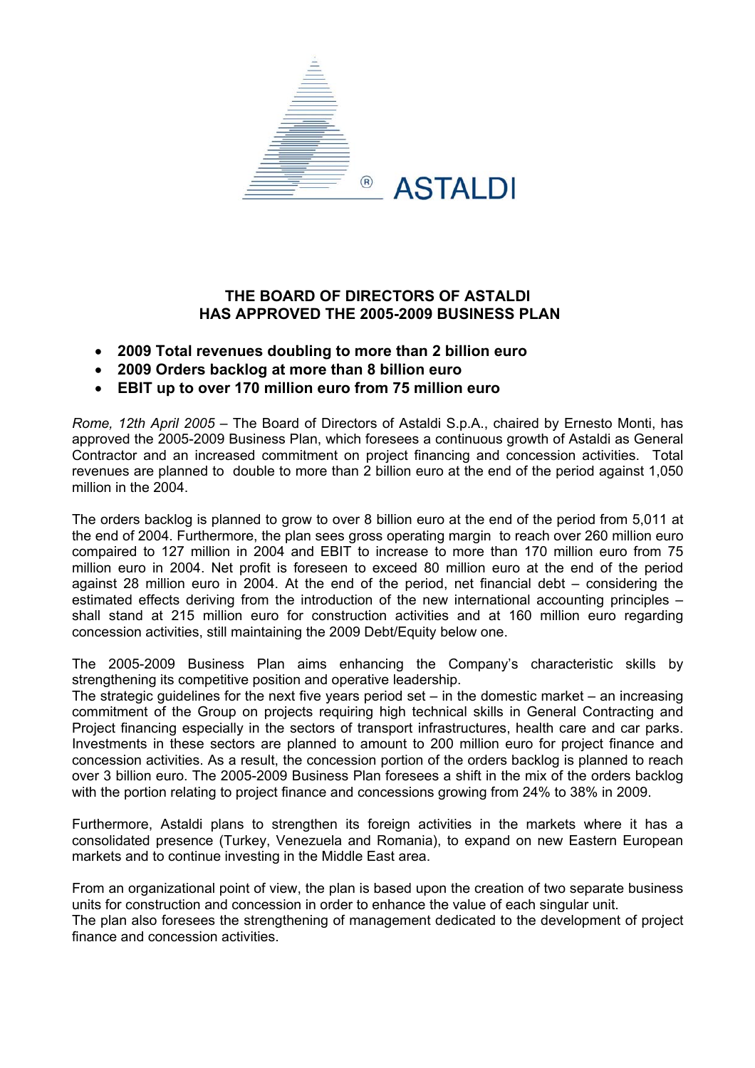# THE BOARD OF DIRECTORS OF ASTALDI HAS APPROVED THE 2005-2009 BUSINESS PLAN

- **2009 Total revenues doubling to more than 2 billion euro**
- **2009 Orders backlog at more than 8 billion euro**
- **EBIT up to over 170 million euro from 75 million euro**

*Rome, 12th April 2005* – The Board of Directors of Astaldi S.p.A., chaired by Ernesto Monti, has approved the 2005-2009 Business Plan, which foresees a continuous growth of Astaldi as General Contractor and an increased commitment on project financing and concession activities. Total revenues are planned to double to more than 2 billion euro at the end of the period against 1,050 million in the 2004.

The orders backlog is planned to grow to over 8 billion euro at the end of the period from 5,011 at the end of 2004. Furthermore, the plan sees gross operating margin to reach over 260 million euro compaired to 127 million in 2004 and EBIT to increase to more than 170 million euro from 75 million euro in 2004. Net profit is foreseen to exceed 80 million euro at the end of the period against 28 million euro in 2004. At the end of the period, net financial debt – considering the estimated effects deriving from the introduction of the new international accounting principles – shall stand at 215 million euro for construction activities and at 160 million euro regarding concession activities, still maintaining the 2009 Debt/Equity below one.

The 2005-2009 Business Plan aims enhancing the Company's characteristic skills by strengthening its competitive position and operative leadership.
The strategic guidelines for the next five years period set – in the domestic market – an increasing commitment of the Group on projects requiring high technical skills in General Contracting and Project financing especially in the sectors of transport infrastructures, health care and car parks. Investments in these sectors are planned to amount to 200 million euro for project finance and concession activities. As a result, the concession portion of the orders backlog is planned to reach over 3 billion euro. The 2005-2009 Business Plan foresees a shift in the mix of the orders backlog with the portion relating to project finance and concessions growing from 24% to 38% in 2009.

Furthermore, Astaldi plans to strengthen its foreign activities in the markets where it has a consolidated presence (Turkey, Venezuela and Romania), to expand on new Eastern European markets and to continue investing in the Middle East area.

From an organizational point of view, the plan is based upon the creation of two separate business units for construction and concession in order to enhance the value of each singular unit.
The plan also foresees the strengthening of management dedicated to the development of project finance and concession activities.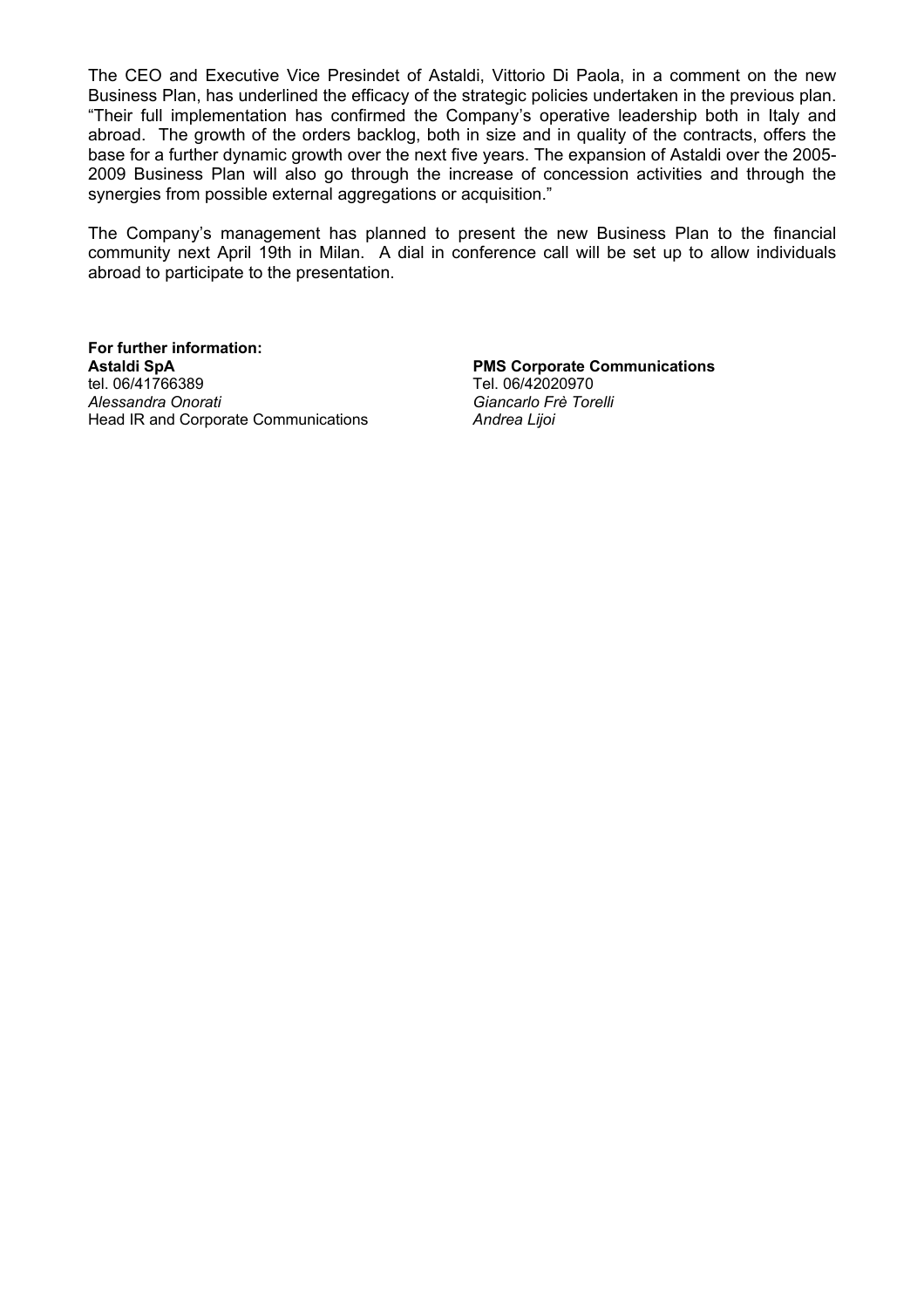The CEO and Executive Vice Presindet of Astaldi, Vittorio Di Paola, in a comment on the new Business Plan, has underlined the efficacy of the strategic policies undertaken in the previous plan. "Their full implementation has confirmed the Company's operative leadership both in Italy and abroad. The growth of the orders backlog, both in size and in quality of the contracts, offers the base for a further dynamic growth over the next five years. The expansion of Astaldi over the 2005-2009 Business Plan will also go through the increase of concession activities and through the synergies from possible external aggregations or acquisition."

The Company's management has planned to present the new Business Plan to the financial community next April 19th in Milan. A dial in conference call will be set up to allow individuals abroad to participate to the presentation.

**For further information:**

**Astaldi SpA**
tel. 06/41766389
*Alessandra Onorati*
Head IR and Corporate Communications

**PMS Corporate Communications**
Tel. 06/42020970
*Giancarlo Frè Torelli*
*Andrea Lijoi*